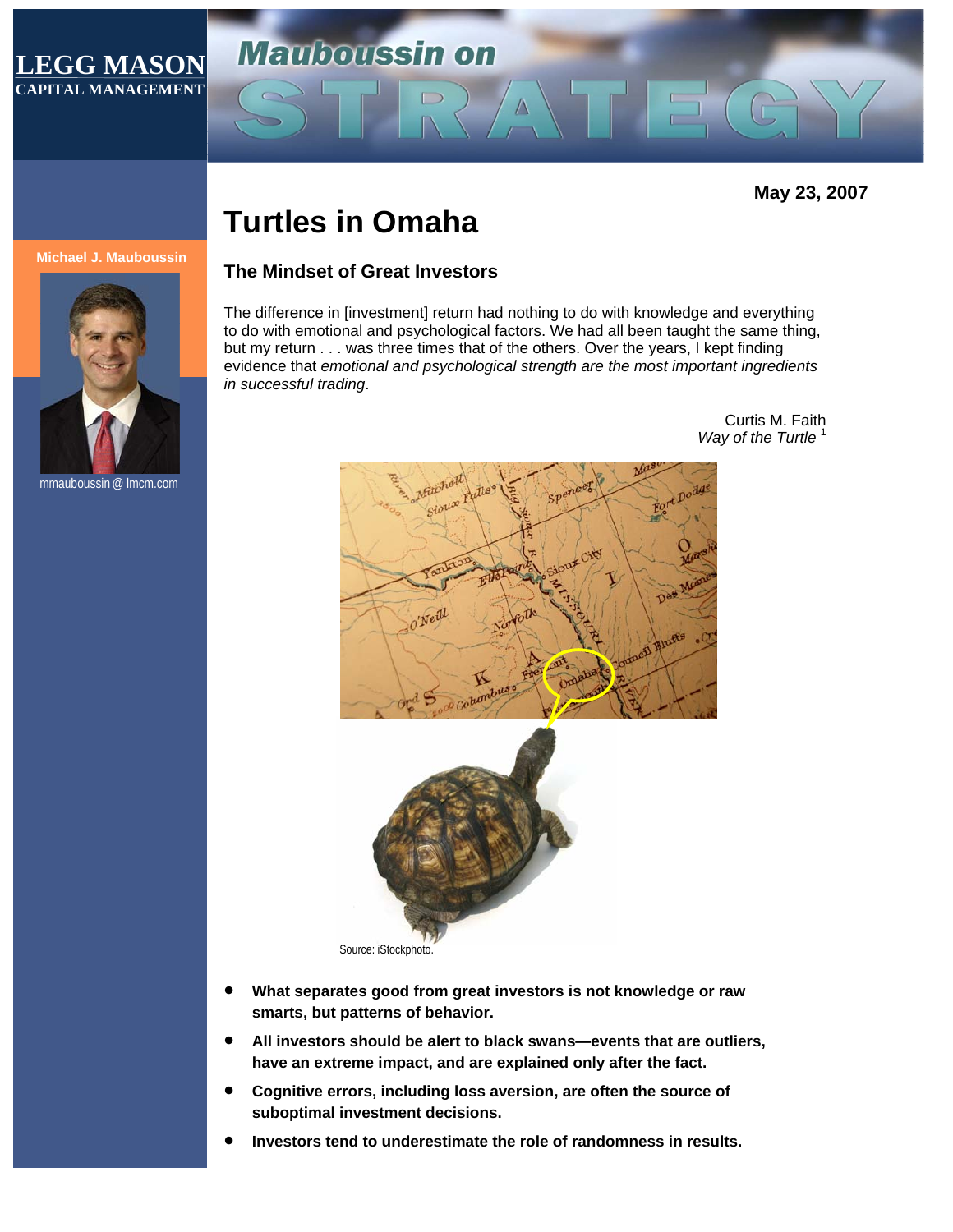LEGG MASON
CAPITAL MANAGEMENT

Mauboussin on STRATEGY

May 23, 2007

Michael J. Mauboussin

mmauboussin @ lmcm.com

# Turtles in Omaha

## The Mindset of Great Investors

The difference in [investment] return had nothing to do with knowledge and everything to do with emotional and psychological factors. We had all been taught the same thing, but my return . . . was three times that of the others. Over the years, I kept finding evidence that *emotional and psychological strength are the most important ingredients in successful trading*.

Curtis M. Faith
*Way of the Turtle* [1]

Source: iStockphoto.

- **What separates good from great investors is not knowledge or raw smarts, but patterns of behavior.**
- **All investors should be alert to black swans—events that are outliers, have an extreme impact, and are explained only after the fact.**
- **Cognitive errors, including loss aversion, are often the source of suboptimal investment decisions.**
- **Investors tend to underestimate the role of randomness in results.**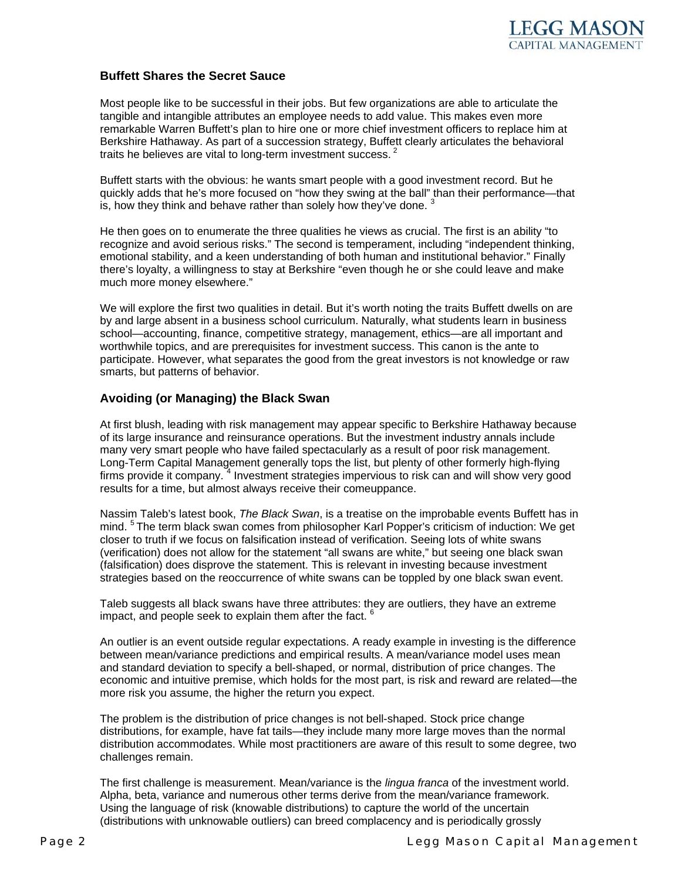## Buffett Shares the Secret Sauce

Most people like to be successful in their jobs. But few organizations are able to articulate the tangible and intangible attributes an employee needs to add value. This makes even more remarkable Warren Buffett's plan to hire one or more chief investment officers to replace him at Berkshire Hathaway. As part of a succession strategy, Buffett clearly articulates the behavioral traits he believes are vital to long-term investment success. [2]

Buffett starts with the obvious: he wants smart people with a good investment record. But he quickly adds that he's more focused on "how they swing at the ball" than their performance—that is, how they think and behave rather than solely how they've done. [3]

He then goes on to enumerate the three qualities he views as crucial. The first is an ability "to recognize and avoid serious risks." The second is temperament, including "independent thinking, emotional stability, and a keen understanding of both human and institutional behavior." Finally there's loyalty, a willingness to stay at Berkshire "even though he or she could leave and make much more money elsewhere."

We will explore the first two qualities in detail. But it's worth noting the traits Buffett dwells on are by and large absent in a business school curriculum. Naturally, what students learn in business school—accounting, finance, competitive strategy, management, ethics—are all important and worthwhile topics, and are prerequisites for investment success. This canon is the ante to participate. However, what separates the good from the great investors is not knowledge or raw smarts, but patterns of behavior.

## Avoiding (or Managing) the Black Swan

At first blush, leading with risk management may appear specific to Berkshire Hathaway because of its large insurance and reinsurance operations. But the investment industry annals include many very smart people who have failed spectacularly as a result of poor risk management. Long-Term Capital Management generally tops the list, but plenty of other formerly high-flying firms provide it company. [4] Investment strategies impervious to risk can and will show very good results for a time, but almost always receive their comeuppance.

Nassim Taleb's latest book, *The Black Swan*, is a treatise on the improbable events Buffett has in mind. [5] The term black swan comes from philosopher Karl Popper's criticism of induction: We get closer to truth if we focus on falsification instead of verification. Seeing lots of white swans (verification) does not allow for the statement "all swans are white," but seeing one black swan (falsification) does disprove the statement. This is relevant in investing because investment strategies based on the reoccurrence of white swans can be toppled by one black swan event.

Taleb suggests all black swans have three attributes: they are outliers, they have an extreme impact, and people seek to explain them after the fact. [6]

An outlier is an event outside regular expectations. A ready example in investing is the difference between mean/variance predictions and empirical results. A mean/variance model uses mean and standard deviation to specify a bell-shaped, or normal, distribution of price changes. The economic and intuitive premise, which holds for the most part, is risk and reward are related—the more risk you assume, the higher the return you expect.

The problem is the distribution of price changes is not bell-shaped. Stock price change distributions, for example, have fat tails—they include many more large moves than the normal distribution accommodates. While most practitioners are aware of this result to some degree, two challenges remain.

The first challenge is measurement. Mean/variance is the *lingua franca* of the investment world. Alpha, beta, variance and numerous other terms derive from the mean/variance framework. Using the language of risk (knowable distributions) to capture the world of the uncertain (distributions with unknowable outliers) can breed complacency and is periodically grossly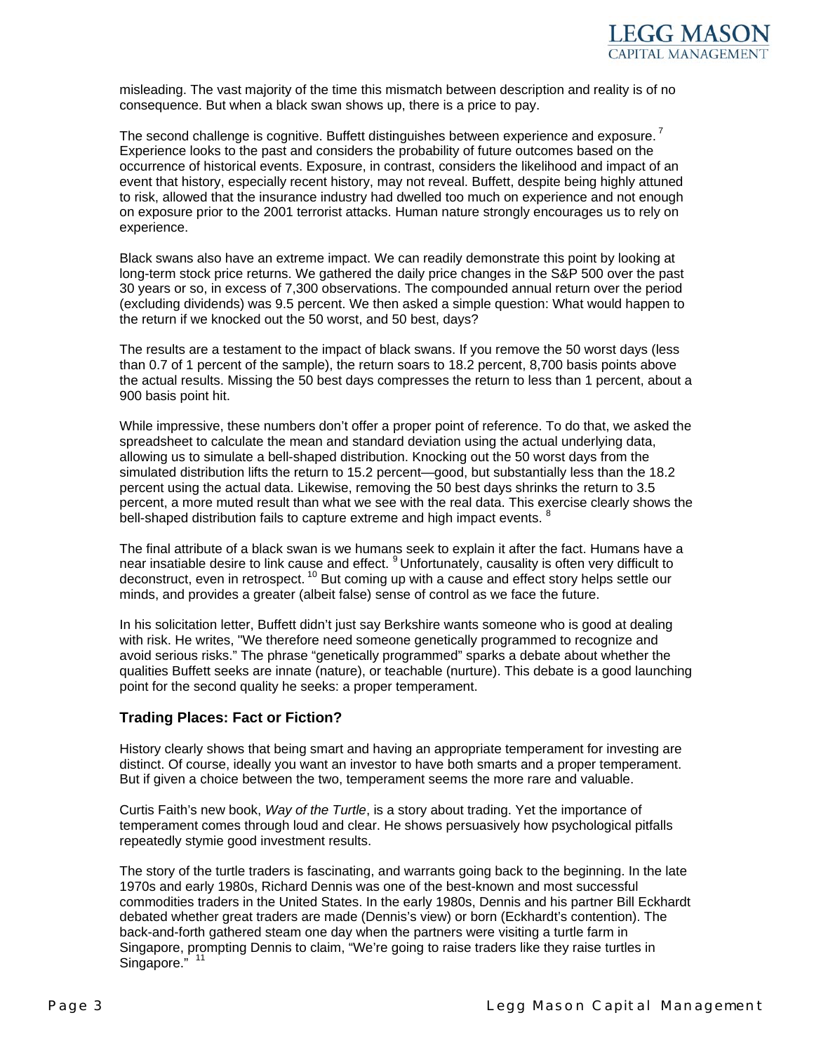misleading. The vast majority of the time this mismatch between description and reality is of no consequence. But when a black swan shows up, there is a price to pay.

The second challenge is cognitive. Buffett distinguishes between experience and exposure.[7] Experience looks to the past and considers the probability of future outcomes based on the occurrence of historical events. Exposure, in contrast, considers the likelihood and impact of an event that history, especially recent history, may not reveal. Buffett, despite being highly attuned to risk, allowed that the insurance industry had dwelled too much on experience and not enough on exposure prior to the 2001 terrorist attacks. Human nature strongly encourages us to rely on experience.

Black swans also have an extreme impact. We can readily demonstrate this point by looking at long-term stock price returns. We gathered the daily price changes in the S&P 500 over the past 30 years or so, in excess of 7,300 observations. The compounded annual return over the period (excluding dividends) was 9.5 percent. We then asked a simple question: What would happen to the return if we knocked out the 50 worst, and 50 best, days?

The results are a testament to the impact of black swans. If you remove the 50 worst days (less than 0.7 of 1 percent of the sample), the return soars to 18.2 percent, 8,700 basis points above the actual results. Missing the 50 best days compresses the return to less than 1 percent, about a 900 basis point hit.

While impressive, these numbers don't offer a proper point of reference. To do that, we asked the spreadsheet to calculate the mean and standard deviation using the actual underlying data, allowing us to simulate a bell-shaped distribution. Knocking out the 50 worst days from the simulated distribution lifts the return to 15.2 percent—good, but substantially less than the 18.2 percent using the actual data. Likewise, removing the 50 best days shrinks the return to 3.5 percent, a more muted result than what we see with the real data. This exercise clearly shows the bell-shaped distribution fails to capture extreme and high impact events.[8]

The final attribute of a black swan is we humans seek to explain it after the fact. Humans have a near insatiable desire to link cause and effect.[9] Unfortunately, causality is often very difficult to deconstruct, even in retrospect.[10] But coming up with a cause and effect story helps settle our minds, and provides a greater (albeit false) sense of control as we face the future.

In his solicitation letter, Buffett didn't just say Berkshire wants someone who is good at dealing with risk. He writes, "We therefore need someone genetically programmed to recognize and avoid serious risks." The phrase "genetically programmed" sparks a debate about whether the qualities Buffett seeks are innate (nature), or teachable (nurture). This debate is a good launching point for the second quality he seeks: a proper temperament.

### Trading Places: Fact or Fiction?

History clearly shows that being smart and having an appropriate temperament for investing are distinct. Of course, ideally you want an investor to have both smarts and a proper temperament. But if given a choice between the two, temperament seems the more rare and valuable.

Curtis Faith's new book, *Way of the Turtle*, is a story about trading. Yet the importance of temperament comes through loud and clear. He shows persuasively how psychological pitfalls repeatedly stymie good investment results.

The story of the turtle traders is fascinating, and warrants going back to the beginning. In the late 1970s and early 1980s, Richard Dennis was one of the best-known and most successful commodities traders in the United States. In the early 1980s, Dennis and his partner Bill Eckhardt debated whether great traders are made (Dennis's view) or born (Eckhardt's contention). The back-and-forth gathered steam one day when the partners were visiting a turtle farm in Singapore, prompting Dennis to claim, "We're going to raise traders like they raise turtles in Singapore."[11]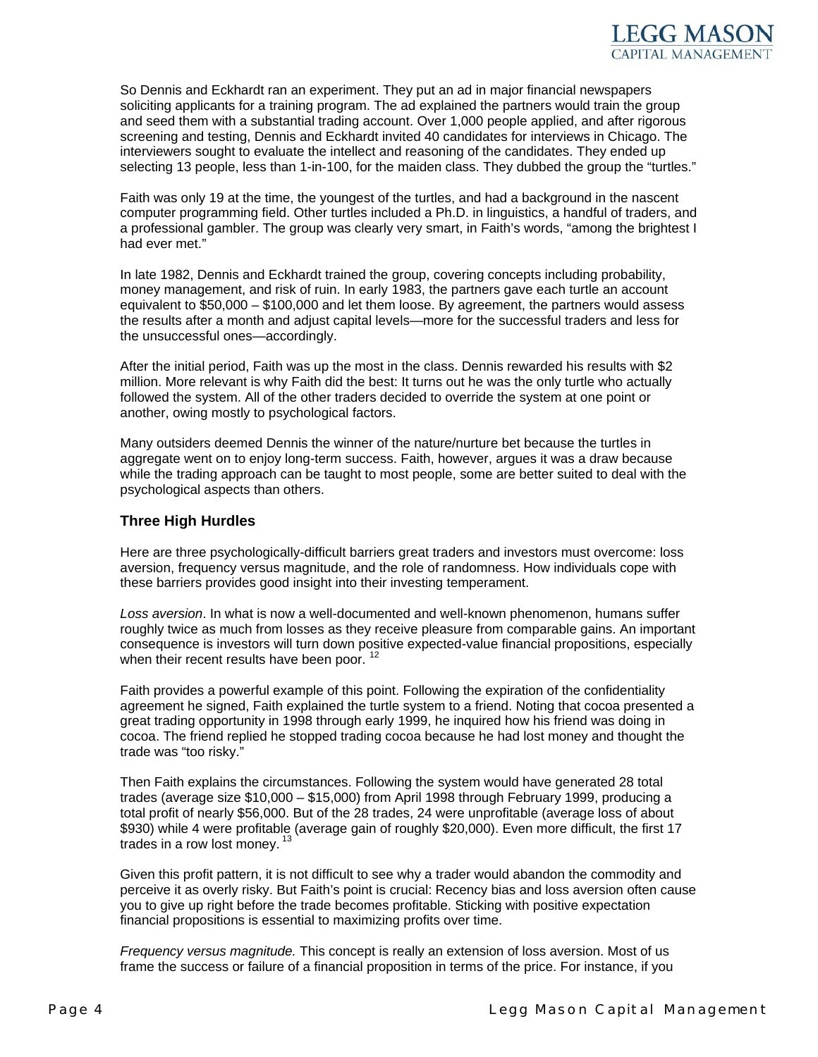So Dennis and Eckhardt ran an experiment. They put an ad in major financial newspapers soliciting applicants for a training program. The ad explained the partners would train the group and seed them with a substantial trading account. Over 1,000 people applied, and after rigorous screening and testing, Dennis and Eckhardt invited 40 candidates for interviews in Chicago. The interviewers sought to evaluate the intellect and reasoning of the candidates. They ended up selecting 13 people, less than 1-in-100, for the maiden class. They dubbed the group the "turtles."

Faith was only 19 at the time, the youngest of the turtles, and had a background in the nascent computer programming field. Other turtles included a Ph.D. in linguistics, a handful of traders, and a professional gambler. The group was clearly very smart, in Faith's words, "among the brightest I had ever met."

In late 1982, Dennis and Eckhardt trained the group, covering concepts including probability, money management, and risk of ruin. In early 1983, the partners gave each turtle an account equivalent to $50,000 – $100,000 and let them loose. By agreement, the partners would assess the results after a month and adjust capital levels—more for the successful traders and less for the unsuccessful ones—accordingly.

After the initial period, Faith was up the most in the class. Dennis rewarded his results with $2 million. More relevant is why Faith did the best: It turns out he was the only turtle who actually followed the system. All of the other traders decided to override the system at one point or another, owing mostly to psychological factors.

Many outsiders deemed Dennis the winner of the nature/nurture bet because the turtles in aggregate went on to enjoy long-term success. Faith, however, argues it was a draw because while the trading approach can be taught to most people, some are better suited to deal with the psychological aspects than others.

### Three High Hurdles

Here are three psychologically-difficult barriers great traders and investors must overcome: loss aversion, frequency versus magnitude, and the role of randomness. How individuals cope with these barriers provides good insight into their investing temperament.

*Loss aversion*. In what is now a well-documented and well-known phenomenon, humans suffer roughly twice as much from losses as they receive pleasure from comparable gains. An important consequence is investors will turn down positive expected-value financial propositions, especially when their recent results have been poor. [12]

Faith provides a powerful example of this point. Following the expiration of the confidentiality agreement he signed, Faith explained the turtle system to a friend. Noting that cocoa presented a great trading opportunity in 1998 through early 1999, he inquired how his friend was doing in cocoa. The friend replied he stopped trading cocoa because he had lost money and thought the trade was "too risky."

Then Faith explains the circumstances. Following the system would have generated 28 total trades (average size $10,000 – $15,000) from April 1998 through February 1999, producing a total profit of nearly $56,000. But of the 28 trades, 24 were unprofitable (average loss of about $930) while 4 were profitable (average gain of roughly $20,000). Even more difficult, the first 17 trades in a row lost money. [13]

Given this profit pattern, it is not difficult to see why a trader would abandon the commodity and perceive it as overly risky. But Faith's point is crucial: Recency bias and loss aversion often cause you to give up right before the trade becomes profitable. Sticking with positive expectation financial propositions is essential to maximizing profits over time.

*Frequency versus magnitude.* This concept is really an extension of loss aversion. Most of us frame the success or failure of a financial proposition in terms of the price. For instance, if you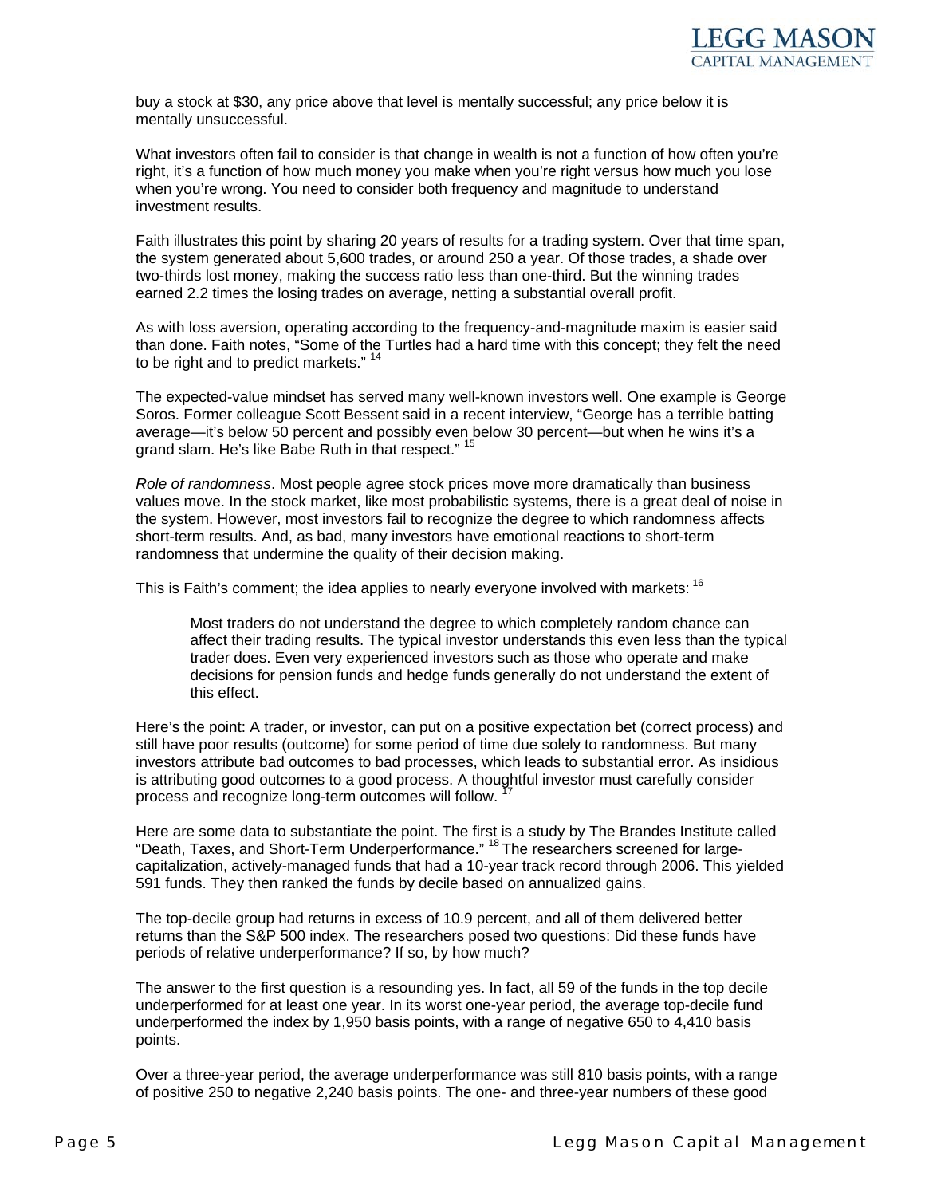buy a stock at $30, any price above that level is mentally successful; any price below it is mentally unsuccessful.

What investors often fail to consider is that change in wealth is not a function of how often you're right, it's a function of how much money you make when you're right versus how much you lose when you're wrong. You need to consider both frequency and magnitude to understand investment results.

Faith illustrates this point by sharing 20 years of results for a trading system. Over that time span, the system generated about 5,600 trades, or around 250 a year. Of those trades, a shade over two-thirds lost money, making the success ratio less than one-third. But the winning trades earned 2.2 times the losing trades on average, netting a substantial overall profit.

As with loss aversion, operating according to the frequency-and-magnitude maxim is easier said than done. Faith notes, "Some of the Turtles had a hard time with this concept; they felt the need to be right and to predict markets." [14]

The expected-value mindset has served many well-known investors well. One example is George Soros. Former colleague Scott Bessent said in a recent interview, "George has a terrible batting average—it's below 50 percent and possibly even below 30 percent—but when he wins it's a grand slam. He's like Babe Ruth in that respect." [15]

*Role of randomness*. Most people agree stock prices move more dramatically than business values move. In the stock market, like most probabilistic systems, there is a great deal of noise in the system. However, most investors fail to recognize the degree to which randomness affects short-term results. And, as bad, many investors have emotional reactions to short-term randomness that undermine the quality of their decision making.

This is Faith's comment; the idea applies to nearly everyone involved with markets: [16]

> Most traders do not understand the degree to which completely random chance can affect their trading results. The typical investor understands this even less than the typical trader does. Even very experienced investors such as those who operate and make decisions for pension funds and hedge funds generally do not understand the extent of this effect.

Here's the point: A trader, or investor, can put on a positive expectation bet (correct process) and still have poor results (outcome) for some period of time due solely to randomness. But many investors attribute bad outcomes to bad processes, which leads to substantial error. As insidious is attributing good outcomes to a good process. A thoughtful investor must carefully consider process and recognize long-term outcomes will follow. [17]

Here are some data to substantiate the point. The first is a study by The Brandes Institute called "Death, Taxes, and Short-Term Underperformance." [18] The researchers screened for large-capitalization, actively-managed funds that had a 10-year track record through 2006. This yielded 591 funds. They then ranked the funds by decile based on annualized gains.

The top-decile group had returns in excess of 10.9 percent, and all of them delivered better returns than the S&P 500 index. The researchers posed two questions: Did these funds have periods of relative underperformance? If so, by how much?

The answer to the first question is a resounding yes. In fact, all 59 of the funds in the top decile underperformed for at least one year. In its worst one-year period, the average top-decile fund underperformed the index by 1,950 basis points, with a range of negative 650 to 4,410 basis points.

Over a three-year period, the average underperformance was still 810 basis points, with a range of positive 250 to negative 2,240 basis points. The one- and three-year numbers of these good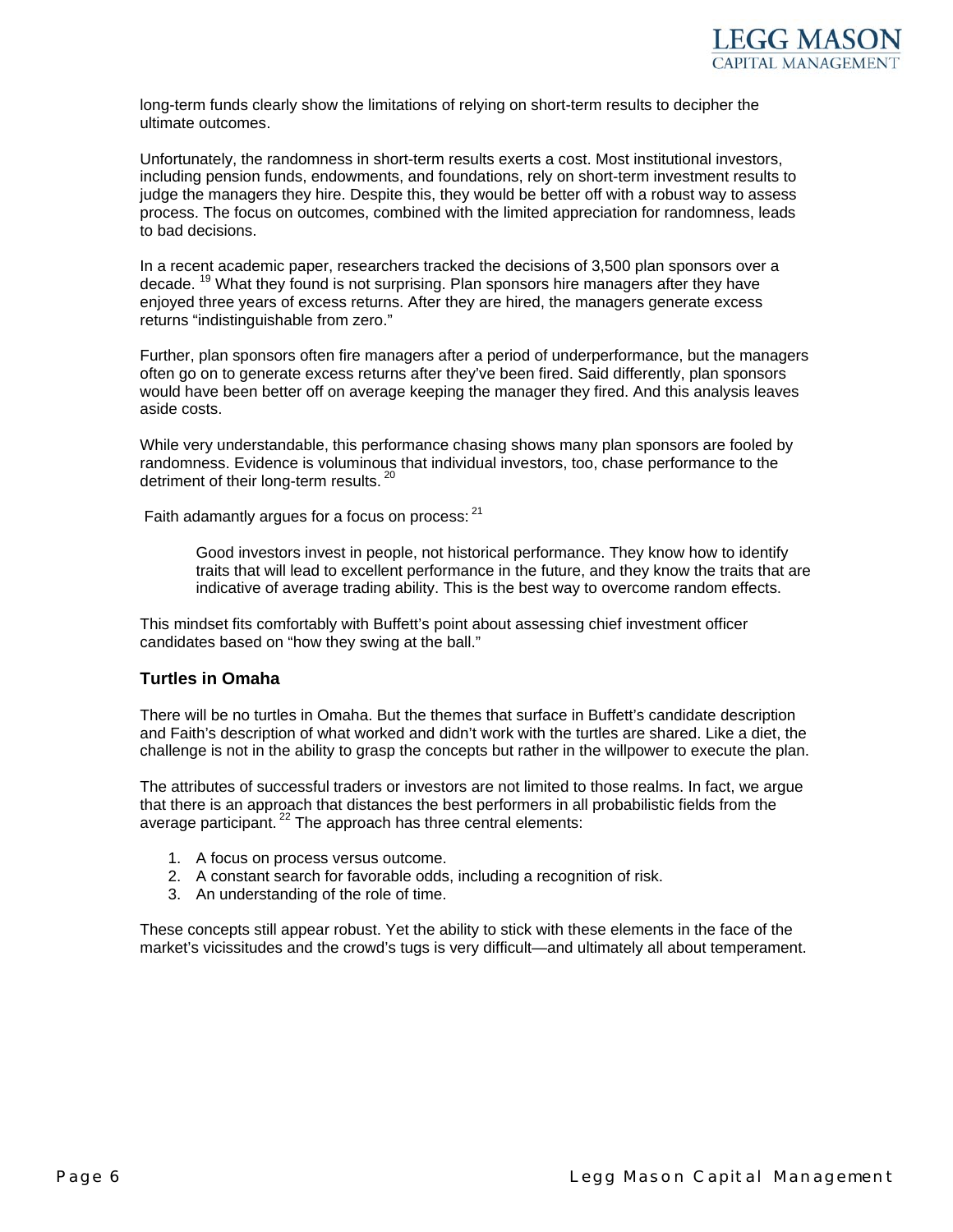long-term funds clearly show the limitations of relying on short-term results to decipher the ultimate outcomes.

Unfortunately, the randomness in short-term results exerts a cost. Most institutional investors, including pension funds, endowments, and foundations, rely on short-term investment results to judge the managers they hire. Despite this, they would be better off with a robust way to assess process. The focus on outcomes, combined with the limited appreciation for randomness, leads to bad decisions.

In a recent academic paper, researchers tracked the decisions of 3,500 plan sponsors over a decade. [19] What they found is not surprising. Plan sponsors hire managers after they have enjoyed three years of excess returns. After they are hired, the managers generate excess returns "indistinguishable from zero."

Further, plan sponsors often fire managers after a period of underperformance, but the managers often go on to generate excess returns after they've been fired. Said differently, plan sponsors would have been better off on average keeping the manager they fired. And this analysis leaves aside costs.

While very understandable, this performance chasing shows many plan sponsors are fooled by randomness. Evidence is voluminous that individual investors, too, chase performance to the detriment of their long-term results. [20]

Faith adamantly argues for a focus on process: [21]

> Good investors invest in people, not historical performance. They know how to identify traits that will lead to excellent performance in the future, and they know the traits that are indicative of average trading ability. This is the best way to overcome random effects.

This mindset fits comfortably with Buffett's point about assessing chief investment officer candidates based on "how they swing at the ball."

### Turtles in Omaha

There will be no turtles in Omaha. But the themes that surface in Buffett's candidate description and Faith's description of what worked and didn't work with the turtles are shared. Like a diet, the challenge is not in the ability to grasp the concepts but rather in the willpower to execute the plan.

The attributes of successful traders or investors are not limited to those realms. In fact, we argue that there is an approach that distances the best performers in all probabilistic fields from the average participant. [22] The approach has three central elements:

1. A focus on process versus outcome.
2. A constant search for favorable odds, including a recognition of risk.
3. An understanding of the role of time.

These concepts still appear robust. Yet the ability to stick with these elements in the face of the market's vicissitudes and the crowd's tugs is very difficult—and ultimately all about temperament.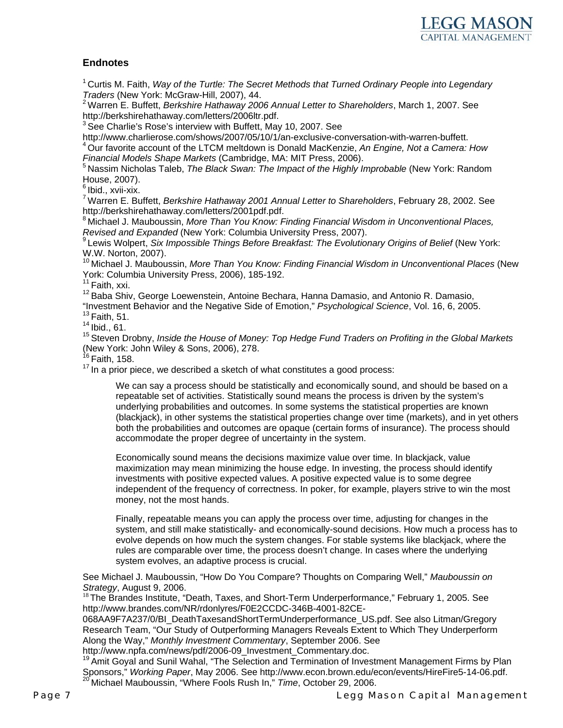## Endnotes

[1] Curtis M. Faith, *Way of the Turtle: The Secret Methods that Turned Ordinary People into Legendary Traders* (New York: McGraw-Hill, 2007), 44.
[2] Warren E. Buffett, *Berkshire Hathaway 2006 Annual Letter to Shareholders*, March 1, 2007. See http://berkshirehathaway.com/letters/2006ltr.pdf.
[3] See Charlie's Rose's interview with Buffett, May 10, 2007. See http://www.charlierose.com/shows/2007/05/10/1/an-exclusive-conversation-with-warren-buffett.
[4] Our favorite account of the LTCM meltdown is Donald MacKenzie, *An Engine, Not a Camera: How Financial Models Shape Markets* (Cambridge, MA: MIT Press, 2006).
[5] Nassim Nicholas Taleb, *The Black Swan: The Impact of the Highly Improbable* (New York: Random House, 2007).
[6] Ibid., xvii-xix.
[7] Warren E. Buffett, *Berkshire Hathaway 2001 Annual Letter to Shareholders*, February 28, 2002. See http://berkshirehathaway.com/letters/2001pdf.pdf.
[8] Michael J. Mauboussin, *More Than You Know: Finding Financial Wisdom in Unconventional Places, Revised and Expanded* (New York: Columbia University Press, 2007).
[9] Lewis Wolpert, *Six Impossible Things Before Breakfast: The Evolutionary Origins of Belief* (New York: W.W. Norton, 2007).
[10] Michael J. Mauboussin, *More Than You Know: Finding Financial Wisdom in Unconventional Places* (New York: Columbia University Press, 2006), 185-192.
[11] Faith, xxi.
[12] Baba Shiv, George Loewenstein, Antoine Bechara, Hanna Damasio, and Antonio R. Damasio, "Investment Behavior and the Negative Side of Emotion," *Psychological Science*, Vol. 16, 6, 2005.
[13] Faith, 51.
[14] Ibid., 61.
[15] Steven Drobny, *Inside the House of Money: Top Hedge Fund Traders on Profiting in the Global Markets* (New York: John Wiley & Sons, 2006), 278.
[16] Faith, 158.
[17] In a prior piece, we described a sketch of what constitutes a good process:

> We can say a process should be statistically and economically sound, and should be based on a repeatable set of activities. Statistically sound means the process is driven by the system's underlying probabilities and outcomes. In some systems the statistical properties are known (blackjack), in other systems the statistical properties change over time (markets), and in yet others both the probabilities and outcomes are opaque (certain forms of insurance). The process should accommodate the proper degree of uncertainty in the system.
>
> Economically sound means the decisions maximize value over time. In blackjack, value maximization may mean minimizing the house edge. In investing, the process should identify investments with positive expected values. A positive expected value is to some degree independent of the frequency of correctness. In poker, for example, players strive to win the most money, not the most hands.
>
> Finally, repeatable means you can apply the process over time, adjusting for changes in the system, and still make statistically- and economically-sound decisions. How much a process has to evolve depends on how much the system changes. For stable systems like blackjack, where the rules are comparable over time, the process doesn't change. In cases where the underlying system evolves, an adaptive process is crucial.

See Michael J. Mauboussin, "How Do You Compare? Thoughts on Comparing Well," *Mauboussin on Strategy*, August 9, 2006.
[18] The Brandes Institute, "Death, Taxes, and Short-Term Underperformance," February 1, 2005. See http://www.brandes.com/NR/rdonlyres/F0E2CCDC-346B-4001-82CE-068AA9F7A237/0/BI_DeathTaxesandShortTermUnderperformance_US.pdf. See also Litman/Gregory Research Team, "Our Study of Outperforming Managers Reveals Extent to Which They Underperform Along the Way," *Monthly Investment Commentary*, September 2006. See http://www.npfa.com/news/pdf/2006-09_Investment_Commentary.doc.
[19] Amit Goyal and Sunil Wahal, "The Selection and Termination of Investment Management Firms by Plan Sponsors," *Working Paper*, May 2006. See http://www.econ.brown.edu/econ/events/HireFire5-14-06.pdf.
[20] Michael Mauboussin, "Where Fools Rush In," *Time*, October 29, 2006.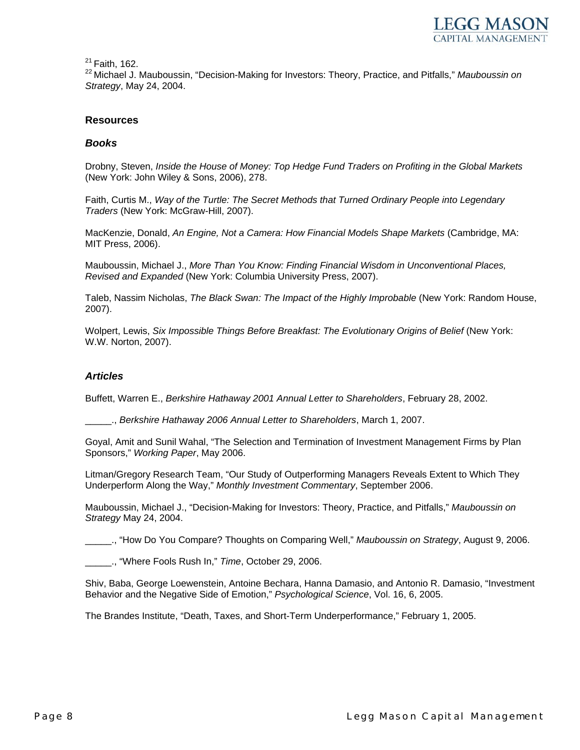[21] Faith, 162.

[22] Michael J. Mauboussin, "Decision-Making for Investors: Theory, Practice, and Pitfalls," *Mauboussin on Strategy*, May 24, 2004.

## Resources

### *Books*

Drobny, Steven, *Inside the House of Money: Top Hedge Fund Traders on Profiting in the Global Markets* (New York: John Wiley & Sons, 2006), 278.

Faith, Curtis M., *Way of the Turtle: The Secret Methods that Turned Ordinary People into Legendary Traders* (New York: McGraw-Hill, 2007).

MacKenzie, Donald, *An Engine, Not a Camera: How Financial Models Shape Markets* (Cambridge, MA: MIT Press, 2006).

Mauboussin, Michael J., *More Than You Know: Finding Financial Wisdom in Unconventional Places, Revised and Expanded* (New York: Columbia University Press, 2007).

Taleb, Nassim Nicholas, *The Black Swan: The Impact of the Highly Improbable* (New York: Random House, 2007).

Wolpert, Lewis, *Six Impossible Things Before Breakfast: The Evolutionary Origins of Belief* (New York: W.W. Norton, 2007).

### *Articles*

Buffett, Warren E., *Berkshire Hathaway 2001 Annual Letter to Shareholders*, February 28, 2002.

_____., *Berkshire Hathaway 2006 Annual Letter to Shareholders*, March 1, 2007.

Goyal, Amit and Sunil Wahal, "The Selection and Termination of Investment Management Firms by Plan Sponsors," *Working Paper*, May 2006.

Litman/Gregory Research Team, "Our Study of Outperforming Managers Reveals Extent to Which They Underperform Along the Way," *Monthly Investment Commentary*, September 2006.

Mauboussin, Michael J., "Decision-Making for Investors: Theory, Practice, and Pitfalls," *Mauboussin on Strategy* May 24, 2004.

_____., "How Do You Compare? Thoughts on Comparing Well," *Mauboussin on Strategy*, August 9, 2006.

_____., "Where Fools Rush In," *Time*, October 29, 2006.

Shiv, Baba, George Loewenstein, Antoine Bechara, Hanna Damasio, and Antonio R. Damasio, "Investment Behavior and the Negative Side of Emotion," *Psychological Science*, Vol. 16, 6, 2005.

The Brandes Institute, "Death, Taxes, and Short-Term Underperformance," February 1, 2005.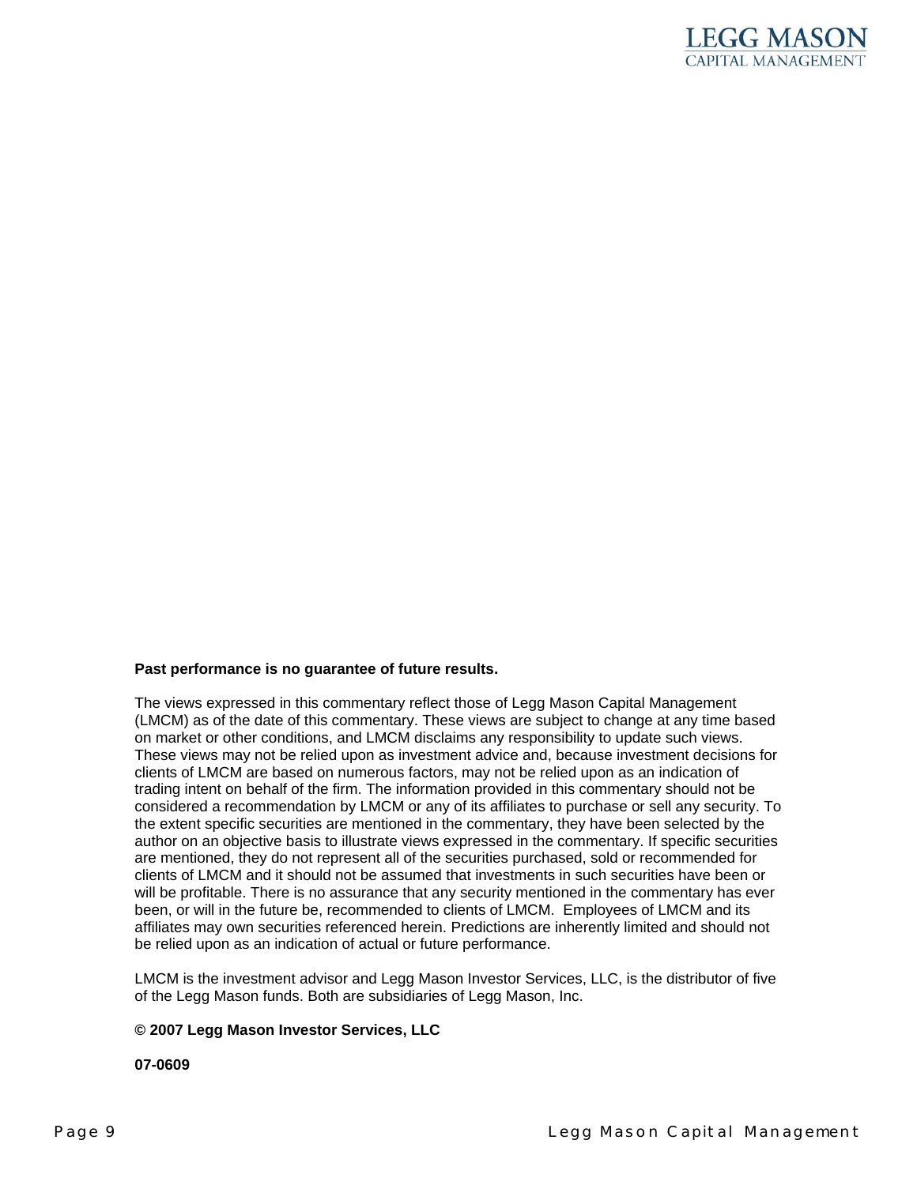**Past performance is no guarantee of future results.**

The views expressed in this commentary reflect those of Legg Mason Capital Management (LMCM) as of the date of this commentary. These views are subject to change at any time based on market or other conditions, and LMCM disclaims any responsibility to update such views. These views may not be relied upon as investment advice and, because investment decisions for clients of LMCM are based on numerous factors, may not be relied upon as an indication of trading intent on behalf of the firm. The information provided in this commentary should not be considered a recommendation by LMCM or any of its affiliates to purchase or sell any security. To the extent specific securities are mentioned in the commentary, they have been selected by the author on an objective basis to illustrate views expressed in the commentary. If specific securities are mentioned, they do not represent all of the securities purchased, sold or recommended for clients of LMCM and it should not be assumed that investments in such securities have been or will be profitable. There is no assurance that any security mentioned in the commentary has ever been, or will in the future be, recommended to clients of LMCM. Employees of LMCM and its affiliates may own securities referenced herein. Predictions are inherently limited and should not be relied upon as an indication of actual or future performance.

LMCM is the investment advisor and Legg Mason Investor Services, LLC, is the distributor of five of the Legg Mason funds. Both are subsidiaries of Legg Mason, Inc.

**© 2007 Legg Mason Investor Services, LLC**

**07-0609**